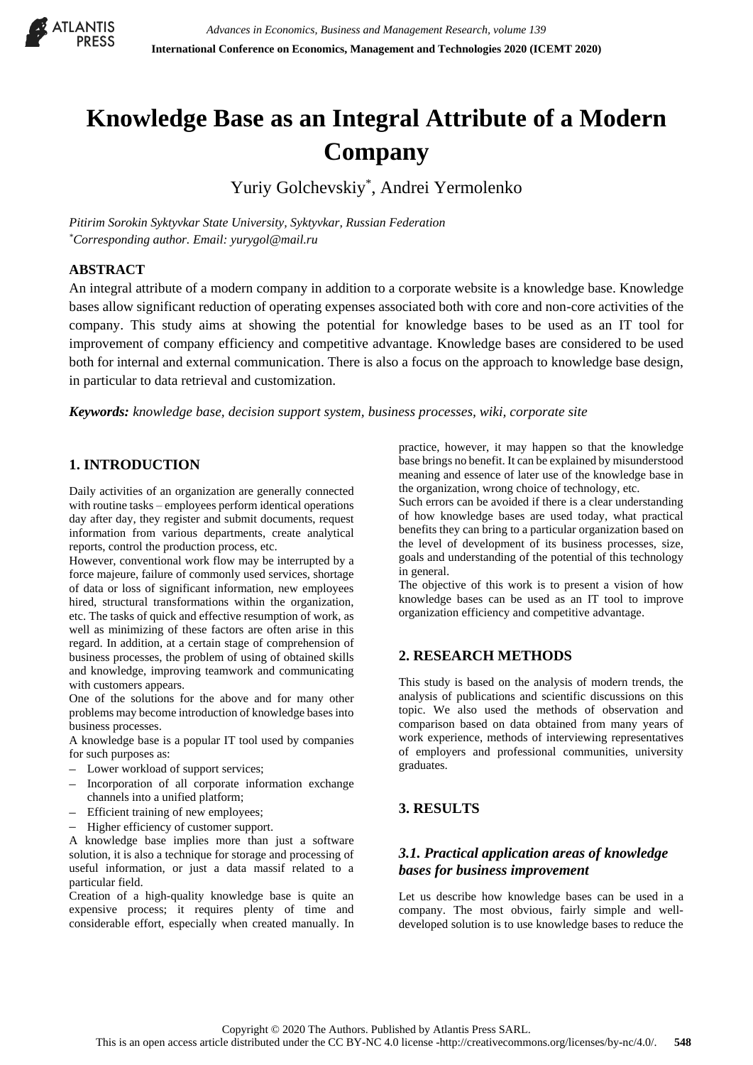# Knowledge Base as an Integral Attribute of a Modern Company

Yuriy Golchevskiy*, Andrei Yermolenko

*Pitirim Sorokin Syktyvkar State University, Syktyvkar, Russian Federation*
*\*Corresponding author. Email: yurygol@mail.ru*

## ABSTRACT

An integral attribute of a modern company in addition to a corporate website is a knowledge base. Knowledge bases allow significant reduction of operating expenses associated both with core and non-core activities of the company. This study aims at showing the potential for knowledge bases to be used as an IT tool for improvement of company efficiency and competitive advantage. Knowledge bases are considered to be used both for internal and external communication. There is also a focus on the approach to knowledge base design, in particular to data retrieval and customization.

***Keywords:*** *knowledge base, decision support system, business processes, wiki, corporate site*

## 1. INTRODUCTION

Daily activities of an organization are generally connected with routine tasks – employees perform identical operations day after day, they register and submit documents, request information from various departments, create analytical reports, control the production process, etc.

However, conventional work flow may be interrupted by a force majeure, failure of commonly used services, shortage of data or loss of significant information, new employees hired, structural transformations within the organization, etc. The tasks of quick and effective resumption of work, as well as minimizing of these factors are often arise in this regard. In addition, at a certain stage of comprehension of business processes, the problem of using of obtained skills and knowledge, improving teamwork and communicating with customers appears.

One of the solutions for the above and for many other problems may become introduction of knowledge bases into business processes.

A knowledge base is a popular IT tool used by companies for such purposes as:

- Lower workload of support services;
- Incorporation of all corporate information exchange channels into a unified platform;
- Efficient training of new employees;
- Higher efficiency of customer support.

A knowledge base implies more than just a software solution, it is also a technique for storage and processing of useful information, or just a data massif related to a particular field.

Creation of a high-quality knowledge base is quite an expensive process; it requires plenty of time and considerable effort, especially when created manually. In practice, however, it may happen so that the knowledge base brings no benefit. It can be explained by misunderstood meaning and essence of later use of the knowledge base in the organization, wrong choice of technology, etc.

Such errors can be avoided if there is a clear understanding of how knowledge bases are used today, what practical benefits they can bring to a particular organization based on the level of development of its business processes, size, goals and understanding of the potential of this technology in general.

The objective of this work is to present a vision of how knowledge bases can be used as an IT tool to improve organization efficiency and competitive advantage.

## 2. RESEARCH METHODS

This study is based on the analysis of modern trends, the analysis of publications and scientific discussions on this topic. We also used the methods of observation and comparison based on data obtained from many years of work experience, methods of interviewing representatives of employers and professional communities, university graduates.

## 3. RESULTS

### *3.1. Practical application areas of knowledge bases for business improvement*

Let us describe how knowledge bases can be used in a company. The most obvious, fairly simple and well-developed solution is to use knowledge bases to reduce the

Copyright © 2020 The Authors. Published by Atlantis Press SARL.
This is an open access article distributed under the CC BY-NC 4.0 license -http://creativecommons.org/licenses/by-nc/4.0/.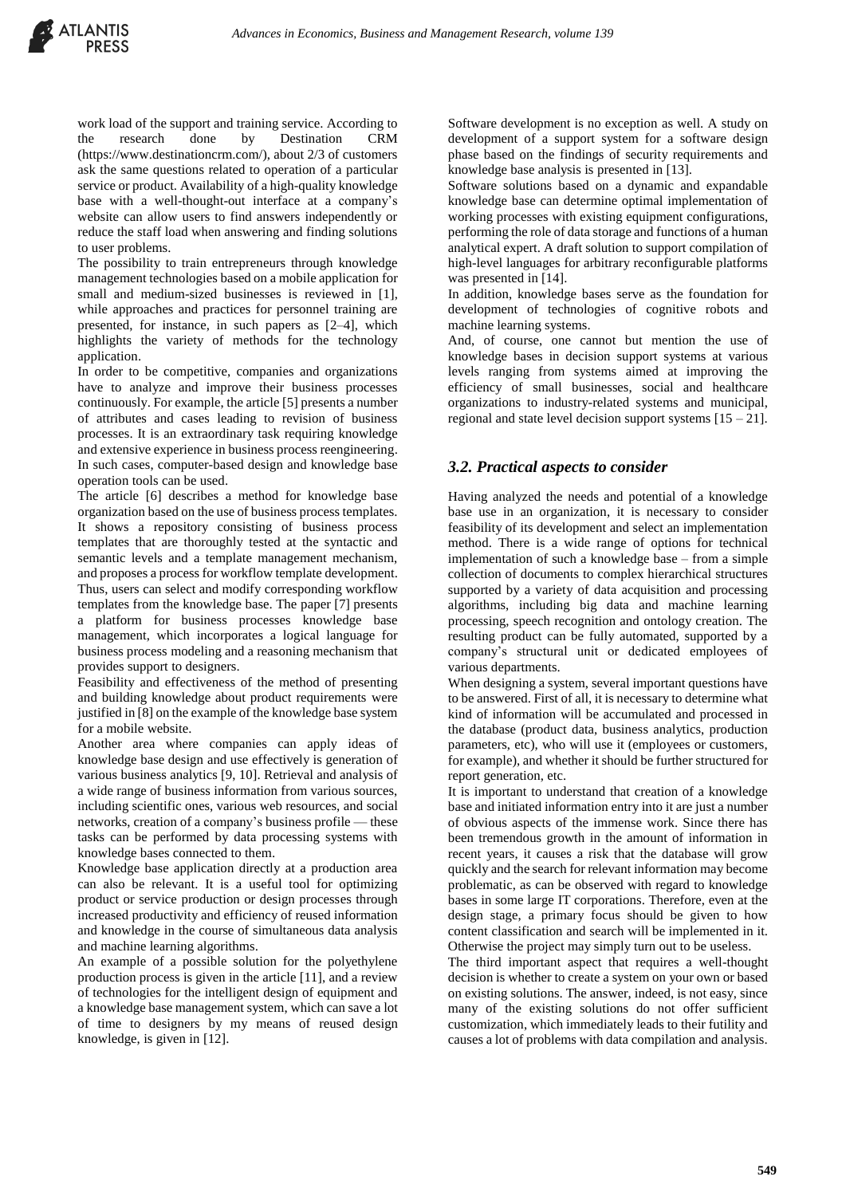work load of the support and training service. According to the research done by Destination CRM (https://www.destinationcrm.com/), about 2/3 of customers ask the same questions related to operation of a particular service or product. Availability of a high-quality knowledge base with a well-thought-out interface at a company's website can allow users to find answers independently or reduce the staff load when answering and finding solutions to user problems.

The possibility to train entrepreneurs through knowledge management technologies based on a mobile application for small and medium-sized businesses is reviewed in [1], while approaches and practices for personnel training are presented, for instance, in such papers as [2–4], which highlights the variety of methods for the technology application.

In order to be competitive, companies and organizations have to analyze and improve their business processes continuously. For example, the article [5] presents a number of attributes and cases leading to revision of business processes. It is an extraordinary task requiring knowledge and extensive experience in business process reengineering. In such cases, computer-based design and knowledge base operation tools can be used.

The article [6] describes a method for knowledge base organization based on the use of business process templates. It shows a repository consisting of business process templates that are thoroughly tested at the syntactic and semantic levels and a template management mechanism, and proposes a process for workflow template development. Thus, users can select and modify corresponding workflow templates from the knowledge base. The paper [7] presents a platform for business processes knowledge base management, which incorporates a logical language for business process modeling and a reasoning mechanism that provides support to designers.

Feasibility and effectiveness of the method of presenting and building knowledge about product requirements were justified in [8] on the example of the knowledge base system for a mobile website.

Another area where companies can apply ideas of knowledge base design and use effectively is generation of various business analytics [9, 10]. Retrieval and analysis of a wide range of business information from various sources, including scientific ones, various web resources, and social networks, creation of a company's business profile — these tasks can be performed by data processing systems with knowledge bases connected to them.

Knowledge base application directly at a production area can also be relevant. It is a useful tool for optimizing product or service production or design processes through increased productivity and efficiency of reused information and knowledge in the course of simultaneous data analysis and machine learning algorithms.

An example of a possible solution for the polyethylene production process is given in the article [11], and a review of technologies for the intelligent design of equipment and a knowledge base management system, which can save a lot of time to designers by my means of reused design knowledge, is given in [12].

Software development is no exception as well. A study on development of a support system for a software design phase based on the findings of security requirements and knowledge base analysis is presented in [13].

Software solutions based on a dynamic and expandable knowledge base can determine optimal implementation of working processes with existing equipment configurations, performing the role of data storage and functions of a human analytical expert. A draft solution to support compilation of high-level languages for arbitrary reconfigurable platforms was presented in [14].

In addition, knowledge bases serve as the foundation for development of technologies of cognitive robots and machine learning systems.

And, of course, one cannot but mention the use of knowledge bases in decision support systems at various levels ranging from systems aimed at improving the efficiency of small businesses, social and healthcare organizations to industry-related systems and municipal, regional and state level decision support systems [15 – 21].

### *3.2. Practical aspects to consider*

Having analyzed the needs and potential of a knowledge base use in an organization, it is necessary to consider feasibility of its development and select an implementation method. There is a wide range of options for technical implementation of such a knowledge base – from a simple collection of documents to complex hierarchical structures supported by a variety of data acquisition and processing algorithms, including big data and machine learning processing, speech recognition and ontology creation. The resulting product can be fully automated, supported by a company's structural unit or dedicated employees of various departments.

When designing a system, several important questions have to be answered. First of all, it is necessary to determine what kind of information will be accumulated and processed in the database (product data, business analytics, production parameters, etc), who will use it (employees or customers, for example), and whether it should be further structured for report generation, etc.

It is important to understand that creation of a knowledge base and initiated information entry into it are just a number of obvious aspects of the immense work. Since there has been tremendous growth in the amount of information in recent years, it causes a risk that the database will grow quickly and the search for relevant information may become problematic, as can be observed with regard to knowledge bases in some large IT corporations. Therefore, even at the design stage, a primary focus should be given to how content classification and search will be implemented in it. Otherwise the project may simply turn out to be useless.

The third important aspect that requires a well-thought decision is whether to create a system on your own or based on existing solutions. The answer, indeed, is not easy, since many of the existing solutions do not offer sufficient customization, which immediately leads to their futility and causes a lot of problems with data compilation and analysis.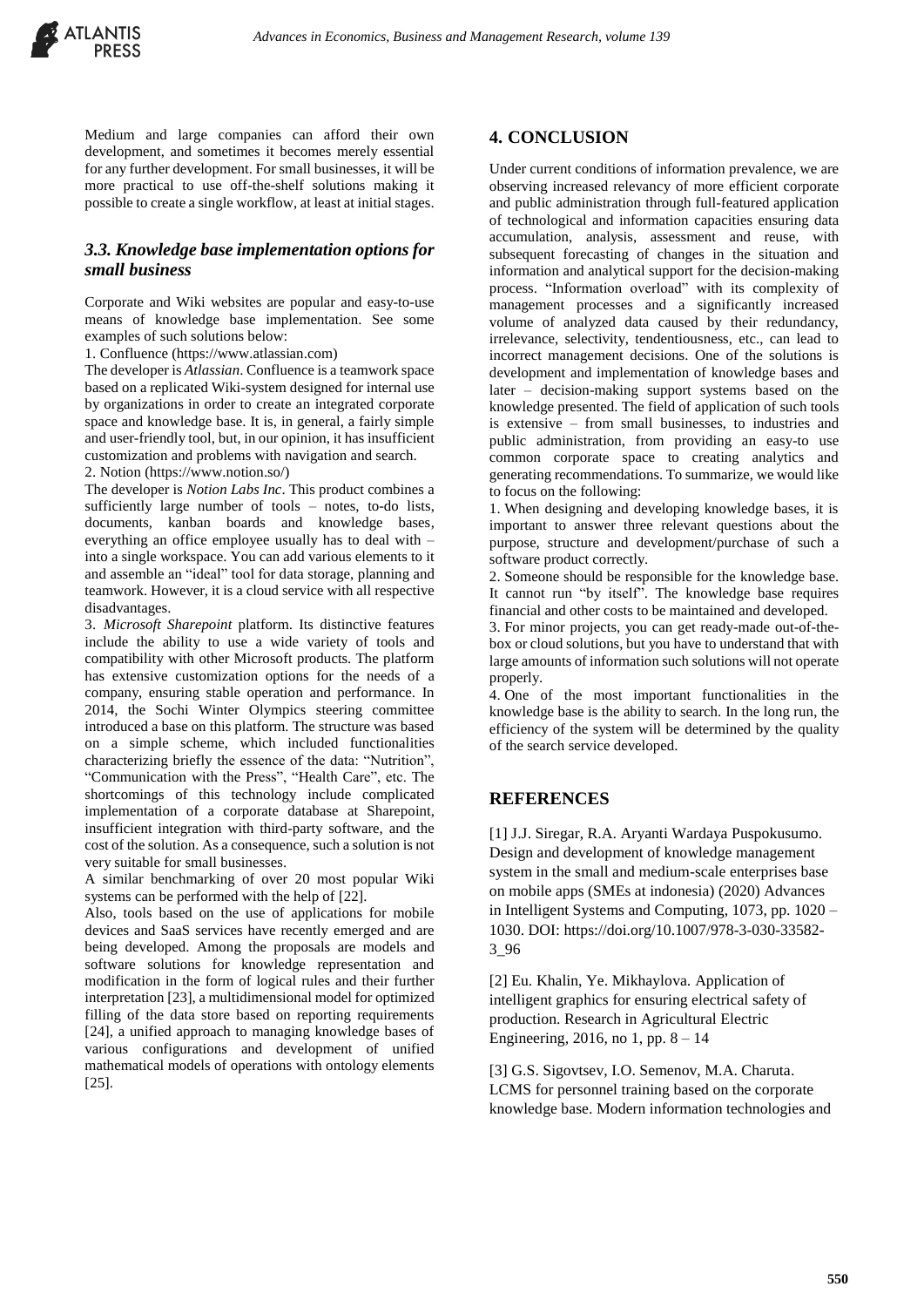Medium and large companies can afford their own development, and sometimes it becomes merely essential for any further development. For small businesses, it will be more practical to use off-the-shelf solutions making it possible to create a single workflow, at least at initial stages.

### *3.3. Knowledge base implementation options for small business*

Corporate and Wiki websites are popular and easy-to-use means of knowledge base implementation. See some examples of such solutions below:

1. Confluence (https://www.atlassian.com)

The developer is *Atlassian*. Confluence is a teamwork space based on a replicated Wiki-system designed for internal use by organizations in order to create an integrated corporate space and knowledge base. It is, in general, a fairly simple and user-friendly tool, but, in our opinion, it has insufficient customization and problems with navigation and search.

2. Notion (https://www.notion.so/)

The developer is *Notion Labs Inc*. This product combines a sufficiently large number of tools – notes, to-do lists, documents, kanban boards and knowledge bases, everything an office employee usually has to deal with – into a single workspace. You can add various elements to it and assemble an "ideal" tool for data storage, planning and teamwork. However, it is a cloud service with all respective disadvantages.

3. *Microsoft Sharepoint* platform. Its distinctive features include the ability to use a wide variety of tools and compatibility with other Microsoft products. The platform has extensive customization options for the needs of a company, ensuring stable operation and performance. In 2014, the Sochi Winter Olympics steering committee introduced a base on this platform. The structure was based on a simple scheme, which included functionalities characterizing briefly the essence of the data: "Nutrition", "Communication with the Press", "Health Care", etc. The shortcomings of this technology include complicated implementation of a corporate database at Sharepoint, insufficient integration with third-party software, and the cost of the solution. As a consequence, such a solution is not very suitable for small businesses.

A similar benchmarking of over 20 most popular Wiki systems can be performed with the help of [22].

Also, tools based on the use of applications for mobile devices and SaaS services have recently emerged and are being developed. Among the proposals are models and software solutions for knowledge representation and modification in the form of logical rules and their further interpretation [23], a multidimensional model for optimized filling of the data store based on reporting requirements [24], a unified approach to managing knowledge bases of various configurations and development of unified mathematical models of operations with ontology elements [25].

## 4. CONCLUSION

Under current conditions of information prevalence, we are observing increased relevancy of more efficient corporate and public administration through full-featured application of technological and information capacities ensuring data accumulation, analysis, assessment and reuse, with subsequent forecasting of changes in the situation and information and analytical support for the decision-making process. "Information overload" with its complexity of management processes and a significantly increased volume of analyzed data caused by their redundancy, irrelevance, selectivity, tendentiousness, etc., can lead to incorrect management decisions. One of the solutions is development and implementation of knowledge bases and later – decision-making support systems based on the knowledge presented. The field of application of such tools is extensive – from small businesses, to industries and public administration, from providing an easy-to use common corporate space to creating analytics and generating recommendations. To summarize, we would like to focus on the following:

1. When designing and developing knowledge bases, it is important to answer three relevant questions about the purpose, structure and development/purchase of such a software product correctly.
2. Someone should be responsible for the knowledge base. It cannot run "by itself". The knowledge base requires financial and other costs to be maintained and developed.
3. For minor projects, you can get ready-made out-of-the-box or cloud solutions, but you have to understand that with large amounts of information such solutions will not operate properly.
4. One of the most important functionalities in the knowledge base is the ability to search. In the long run, the efficiency of the system will be determined by the quality of the search service developed.

## REFERENCES

[1] J.J. Siregar, R.A. Aryanti Wardaya Puspokusumo. Design and development of knowledge management system in the small and medium-scale enterprises base on mobile apps (SMEs at indonesia) (2020) Advances in Intelligent Systems and Computing, 1073, pp. 1020 – 1030. DOI: https://doi.org/10.1007/978-3-030-33582-3_96

[2] Eu. Khalin, Ye. Mikhaylova. Application of intelligent graphics for ensuring electrical safety of production. Research in Agricultural Electric Engineering, 2016, no 1, pp. 8 – 14

[3] G.S. Sigovtsev, I.O. Semenov, M.A. Charuta. LCMS for personnel training based on the corporate knowledge base. Modern information technologies and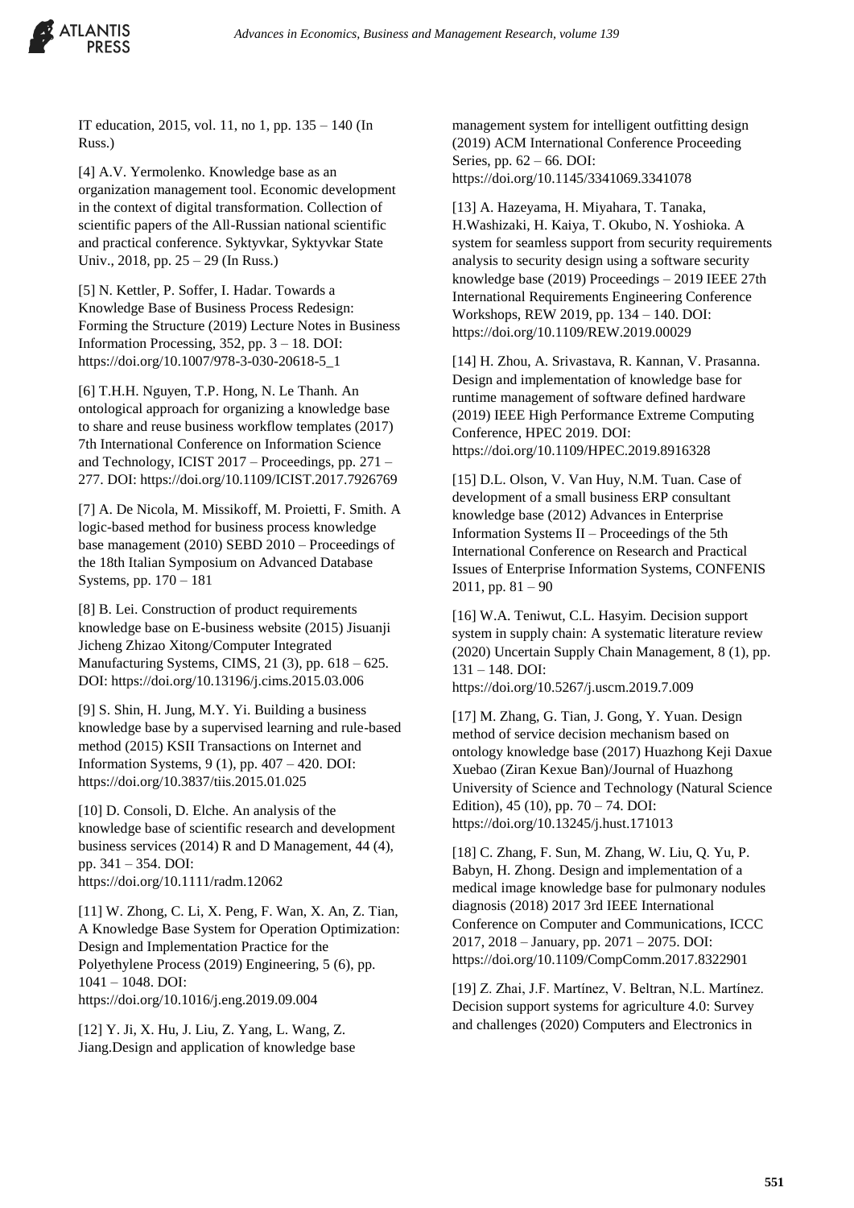IT education, 2015, vol. 11, no 1, pp. 135 – 140 (In Russ.)

[4] A.V. Yermolenko. Knowledge base as an organization management tool. Economic development in the context of digital transformation. Collection of scientific papers of the All-Russian national scientific and practical conference. Syktyvkar, Syktyvkar State Univ., 2018, pp. 25 – 29 (In Russ.)

[5] N. Kettler, P. Soffer, I. Hadar. Towards a Knowledge Base of Business Process Redesign: Forming the Structure (2019) Lecture Notes in Business Information Processing, 352, pp. 3 – 18. DOI: https://doi.org/10.1007/978-3-030-20618-5_1

[6] T.H.H. Nguyen, T.P. Hong, N. Le Thanh. An ontological approach for organizing a knowledge base to share and reuse business workflow templates (2017) 7th International Conference on Information Science and Technology, ICIST 2017 – Proceedings, pp. 271 – 277. DOI: https://doi.org/10.1109/ICIST.2017.7926769

[7] A. De Nicola, M. Missikoff, M. Proietti, F. Smith. A logic-based method for business process knowledge base management (2010) SEBD 2010 – Proceedings of the 18th Italian Symposium on Advanced Database Systems, pp. 170 – 181

[8] B. Lei. Construction of product requirements knowledge base on E-business website (2015) Jisuanji Jicheng Zhizao Xitong/Computer Integrated Manufacturing Systems, CIMS, 21 (3), pp. 618 – 625. DOI: https://doi.org/10.13196/j.cims.2015.03.006

[9] S. Shin, H. Jung, M.Y. Yi. Building a business knowledge base by a supervised learning and rule-based method (2015) KSII Transactions on Internet and Information Systems, 9 (1), pp. 407 – 420. DOI: https://doi.org/10.3837/tiis.2015.01.025

[10] D. Consoli, D. Elche. An analysis of the knowledge base of scientific research and development business services (2014) R and D Management, 44 (4), pp. 341 – 354. DOI: https://doi.org/10.1111/radm.12062

[11] W. Zhong, C. Li, X. Peng, F. Wan, X. An, Z. Tian, A Knowledge Base System for Operation Optimization: Design and Implementation Practice for the Polyethylene Process (2019) Engineering, 5 (6), pp. 1041 – 1048. DOI: https://doi.org/10.1016/j.eng.2019.09.004

[12] Y. Ji, X. Hu, J. Liu, Z. Yang, L. Wang, Z. Jiang.Design and application of knowledge base management system for intelligent outfitting design (2019) ACM International Conference Proceeding Series, pp. 62 – 66. DOI: https://doi.org/10.1145/3341069.3341078

[13] A. Hazeyama, H. Miyahara, T. Tanaka, H.Washizaki, H. Kaiya, T. Okubo, N. Yoshioka. A system for seamless support from security requirements analysis to security design using a software security knowledge base (2019) Proceedings – 2019 IEEE 27th International Requirements Engineering Conference Workshops, REW 2019, pp. 134 – 140. DOI: https://doi.org/10.1109/REW.2019.00029

[14] H. Zhou, A. Srivastava, R. Kannan, V. Prasanna. Design and implementation of knowledge base for runtime management of software defined hardware (2019) IEEE High Performance Extreme Computing Conference, HPEC 2019. DOI: https://doi.org/10.1109/HPEC.2019.8916328

[15] D.L. Olson, V. Van Huy, N.M. Tuan. Case of development of a small business ERP consultant knowledge base (2012) Advances in Enterprise Information Systems II – Proceedings of the 5th International Conference on Research and Practical Issues of Enterprise Information Systems, CONFENIS 2011, pp. 81 – 90

[16] W.A. Teniwut, C.L. Hasyim. Decision support system in supply chain: A systematic literature review (2020) Uncertain Supply Chain Management, 8 (1), pp. 131 – 148. DOI: https://doi.org/10.5267/j.uscm.2019.7.009

[17] M. Zhang, G. Tian, J. Gong, Y. Yuan. Design method of service decision mechanism based on ontology knowledge base (2017) Huazhong Keji Daxue Xuebao (Ziran Kexue Ban)/Journal of Huazhong University of Science and Technology (Natural Science Edition), 45 (10), pp. 70 – 74. DOI: https://doi.org/10.13245/j.hust.171013

[18] C. Zhang, F. Sun, M. Zhang, W. Liu, Q. Yu, P. Babyn, H. Zhong. Design and implementation of a medical image knowledge base for pulmonary nodules diagnosis (2018) 2017 3rd IEEE International Conference on Computer and Communications, ICCC 2017, 2018 – January, pp. 2071 – 2075. DOI: https://doi.org/10.1109/CompComm.2017.8322901

[19] Z. Zhai, J.F. Martínez, V. Beltran, N.L. Martínez. Decision support systems for agriculture 4.0: Survey and challenges (2020) Computers and Electronics in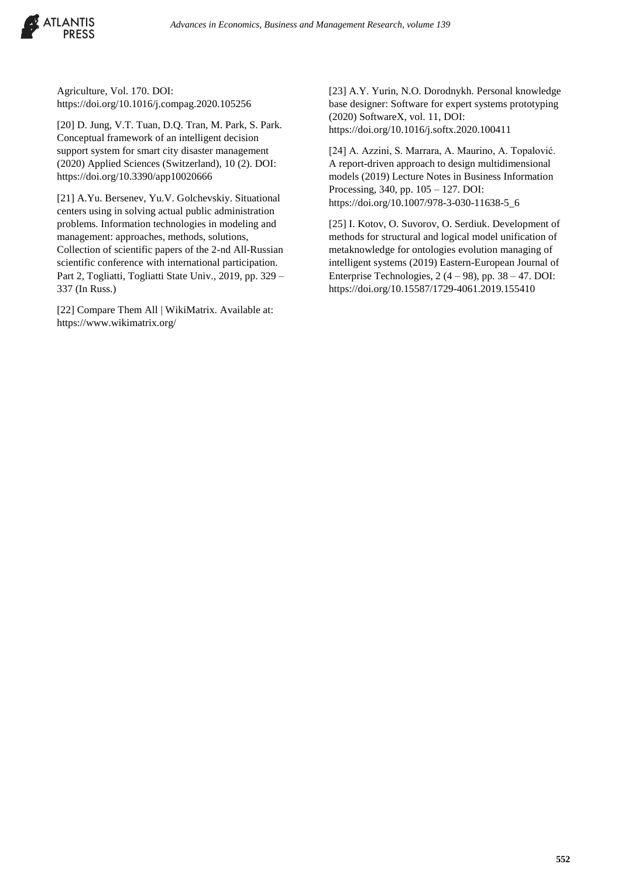Agriculture, Vol. 170. DOI: https://doi.org/10.1016/j.compag.2020.105256

[20] D. Jung, V.T. Tuan, D.Q. Tran, M. Park, S. Park. Conceptual framework of an intelligent decision support system for smart city disaster management (2020) Applied Sciences (Switzerland), 10 (2). DOI: https://doi.org/10.3390/app10020666

[21] A.Yu. Bersenev, Yu.V. Golchevskiy. Situational centers using in solving actual public administration problems. Information technologies in modeling and management: approaches, methods, solutions, Collection of scientific papers of the 2-nd All-Russian scientific conference with international participation. Part 2, Togliatti, Togliatti State Univ., 2019, pp. 329 – 337 (In Russ.)

[22] Compare Them All | WikiMatrix. Available at: https://www.wikimatrix.org/

[23] A.Y. Yurin, N.O. Dorodnykh. Personal knowledge base designer: Software for expert systems prototyping (2020) SoftwareX, vol. 11, DOI: https://doi.org/10.1016/j.softx.2020.100411

[24] A. Azzini, S. Marrara, A. Maurino, A. Topalović. A report-driven approach to design multidimensional models (2019) Lecture Notes in Business Information Processing, 340, pp. 105 – 127. DOI: https://doi.org/10.1007/978-3-030-11638-5_6

[25] I. Kotov, O. Suvorov, O. Serdiuk. Development of methods for structural and logical model unification of metaknowledge for ontologies evolution managing of intelligent systems (2019) Eastern-European Journal of Enterprise Technologies, 2 (4 – 98), pp. 38 – 47. DOI: https://doi.org/10.15587/1729-4061.2019.155410